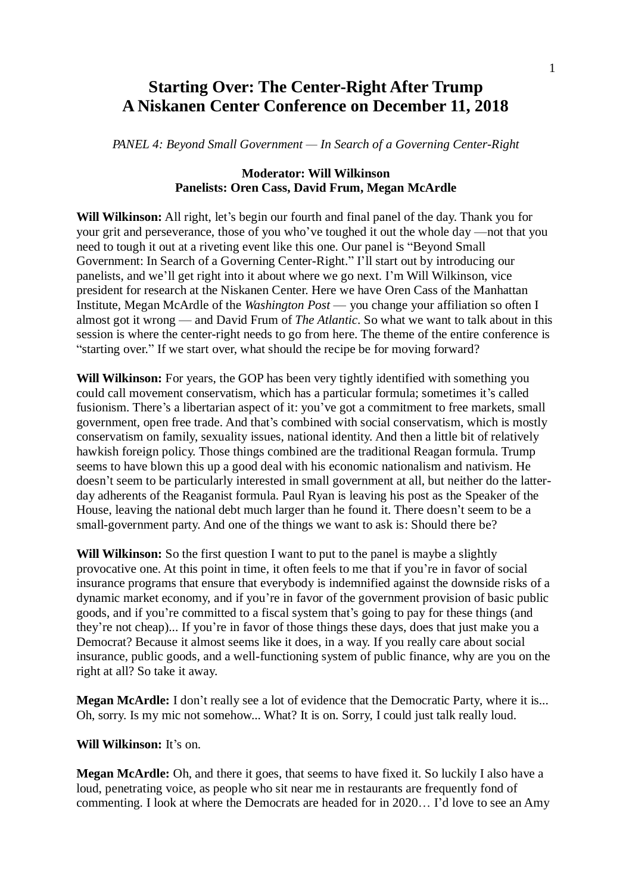# Starting Over: The Center-Right After Trump
# A Niskanen Center Conference on December 11, 2018

*PANEL 4: Beyond Small Government — In Search of a Governing Center-Right*

**Moderator: Will Wilkinson**
**Panelists: Oren Cass, David Frum, Megan McArdle**

**Will Wilkinson:** All right, let's begin our fourth and final panel of the day. Thank you for your grit and perseverance, those of you who've toughed it out the whole day —not that you need to tough it out at a riveting event like this one. Our panel is "Beyond Small Government: In Search of a Governing Center-Right." I'll start out by introducing our panelists, and we'll get right into it about where we go next. I'm Will Wilkinson, vice president for research at the Niskanen Center. Here we have Oren Cass of the Manhattan Institute, Megan McArdle of the *Washington Post* — you change your affiliation so often I almost got it wrong — and David Frum of *The Atlantic*. So what we want to talk about in this session is where the center-right needs to go from here. The theme of the entire conference is "starting over." If we start over, what should the recipe be for moving forward?

**Will Wilkinson:** For years, the GOP has been very tightly identified with something you could call movement conservatism, which has a particular formula; sometimes it's called fusionism. There's a libertarian aspect of it: you've got a commitment to free markets, small government, open free trade. And that's combined with social conservatism, which is mostly conservatism on family, sexuality issues, national identity. And then a little bit of relatively hawkish foreign policy. Those things combined are the traditional Reagan formula. Trump seems to have blown this up a good deal with his economic nationalism and nativism. He doesn't seem to be particularly interested in small government at all, but neither do the latter-day adherents of the Reaganist formula. Paul Ryan is leaving his post as the Speaker of the House, leaving the national debt much larger than he found it. There doesn't seem to be a small-government party. And one of the things we want to ask is: Should there be?

**Will Wilkinson:** So the first question I want to put to the panel is maybe a slightly provocative one. At this point in time, it often feels to me that if you're in favor of social insurance programs that ensure that everybody is indemnified against the downside risks of a dynamic market economy, and if you're in favor of the government provision of basic public goods, and if you're committed to a fiscal system that's going to pay for these things (and they're not cheap)... If you're in favor of those things these days, does that just make you a Democrat? Because it almost seems like it does, in a way. If you really care about social insurance, public goods, and a well-functioning system of public finance, why are you on the right at all? So take it away.

**Megan McArdle:** I don't really see a lot of evidence that the Democratic Party, where it is... Oh, sorry. Is my mic not somehow... What? It is on. Sorry, I could just talk really loud.

**Will Wilkinson:** It's on.

**Megan McArdle:** Oh, and there it goes, that seems to have fixed it. So luckily I also have a loud, penetrating voice, as people who sit near me in restaurants are frequently fond of commenting. I look at where the Democrats are headed for in 2020… I'd love to see an Amy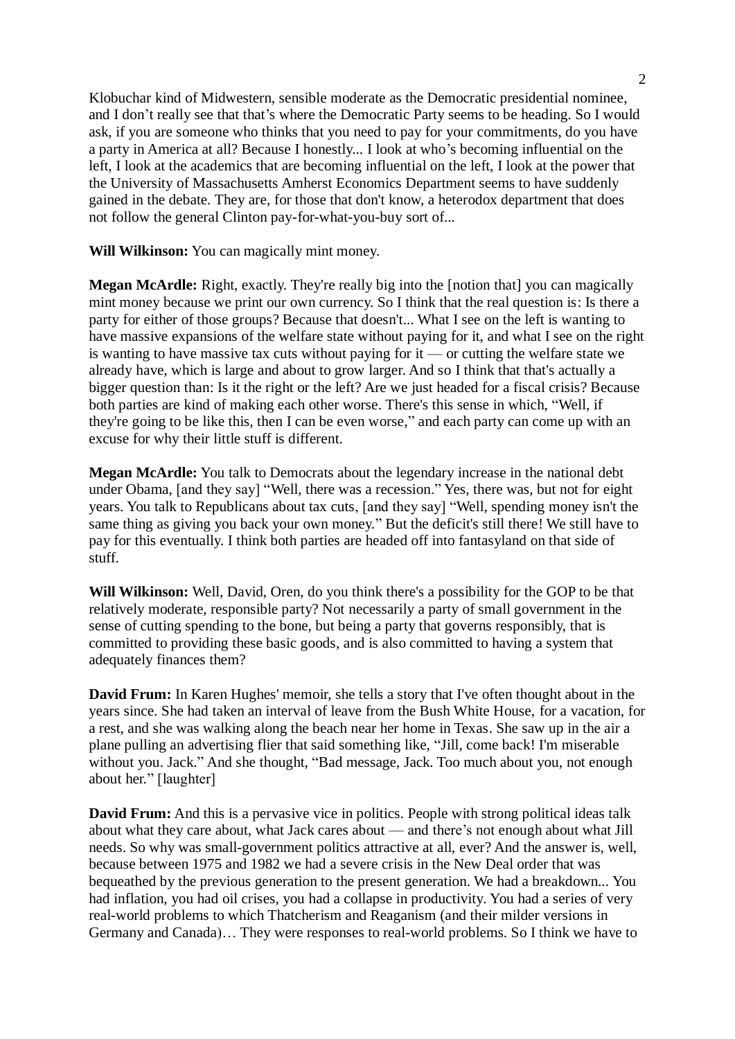Klobuchar kind of Midwestern, sensible moderate as the Democratic presidential nominee, and I don't really see that that's where the Democratic Party seems to be heading. So I would ask, if you are someone who thinks that you need to pay for your commitments, do you have a party in America at all? Because I honestly... I look at who's becoming influential on the left, I look at the academics that are becoming influential on the left, I look at the power that the University of Massachusetts Amherst Economics Department seems to have suddenly gained in the debate. They are, for those that don't know, a heterodox department that does not follow the general Clinton pay-for-what-you-buy sort of...

**Will Wilkinson:** You can magically mint money.

**Megan McArdle:** Right, exactly. They're really big into the [notion that] you can magically mint money because we print our own currency. So I think that the real question is: Is there a party for either of those groups? Because that doesn't... What I see on the left is wanting to have massive expansions of the welfare state without paying for it, and what I see on the right is wanting to have massive tax cuts without paying for it — or cutting the welfare state we already have, which is large and about to grow larger. And so I think that that's actually a bigger question than: Is it the right or the left? Are we just headed for a fiscal crisis? Because both parties are kind of making each other worse. There's this sense in which, "Well, if they're going to be like this, then I can be even worse," and each party can come up with an excuse for why their little stuff is different.

**Megan McArdle:** You talk to Democrats about the legendary increase in the national debt under Obama, [and they say] "Well, there was a recession." Yes, there was, but not for eight years. You talk to Republicans about tax cuts, [and they say] "Well, spending money isn't the same thing as giving you back your own money." But the deficit's still there! We still have to pay for this eventually. I think both parties are headed off into fantasyland on that side of stuff.

**Will Wilkinson:** Well, David, Oren, do you think there's a possibility for the GOP to be that relatively moderate, responsible party? Not necessarily a party of small government in the sense of cutting spending to the bone, but being a party that governs responsibly, that is committed to providing these basic goods, and is also committed to having a system that adequately finances them?

**David Frum:** In Karen Hughes' memoir, she tells a story that I've often thought about in the years since. She had taken an interval of leave from the Bush White House, for a vacation, for a rest, and she was walking along the beach near her home in Texas. She saw up in the air a plane pulling an advertising flier that said something like, "Jill, come back! I'm miserable without you. Jack." And she thought, "Bad message, Jack. Too much about you, not enough about her." [laughter]

**David Frum:** And this is a pervasive vice in politics. People with strong political ideas talk about what they care about, what Jack cares about — and there's not enough about what Jill needs. So why was small-government politics attractive at all, ever? And the answer is, well, because between 1975 and 1982 we had a severe crisis in the New Deal order that was bequeathed by the previous generation to the present generation. We had a breakdown... You had inflation, you had oil crises, you had a collapse in productivity. You had a series of very real-world problems to which Thatcherism and Reaganism (and their milder versions in Germany and Canada)… They were responses to real-world problems. So I think we have to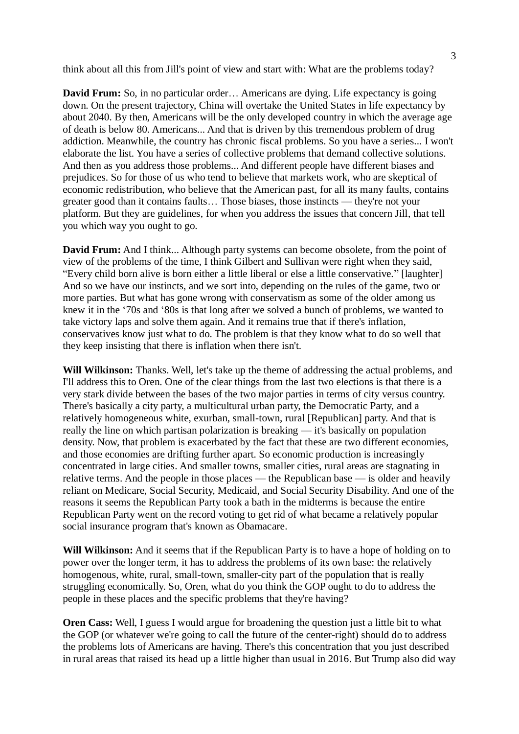think about all this from Jill's point of view and start with: What are the problems today?

**David Frum:** So, in no particular order… Americans are dying. Life expectancy is going down. On the present trajectory, China will overtake the United States in life expectancy by about 2040. By then, Americans will be the only developed country in which the average age of death is below 80. Americans... And that is driven by this tremendous problem of drug addiction. Meanwhile, the country has chronic fiscal problems. So you have a series... I won't elaborate the list. You have a series of collective problems that demand collective solutions. And then as you address those problems... And different people have different biases and prejudices. So for those of us who tend to believe that markets work, who are skeptical of economic redistribution, who believe that the American past, for all its many faults, contains greater good than it contains faults… Those biases, those instincts — they're not your platform. But they are guidelines, for when you address the issues that concern Jill, that tell you which way you ought to go.

**David Frum:** And I think... Although party systems can become obsolete, from the point of view of the problems of the time, I think Gilbert and Sullivan were right when they said, "Every child born alive is born either a little liberal or else a little conservative." [laughter] And so we have our instincts, and we sort into, depending on the rules of the game, two or more parties. But what has gone wrong with conservatism as some of the older among us knew it in the '70s and '80s is that long after we solved a bunch of problems, we wanted to take victory laps and solve them again. And it remains true that if there's inflation, conservatives know just what to do. The problem is that they know what to do so well that they keep insisting that there is inflation when there isn't.

**Will Wilkinson:** Thanks. Well, let's take up the theme of addressing the actual problems, and I'll address this to Oren. One of the clear things from the last two elections is that there is a very stark divide between the bases of the two major parties in terms of city versus country. There's basically a city party, a multicultural urban party, the Democratic Party, and a relatively homogeneous white, exurban, small-town, rural [Republican] party. And that is really the line on which partisan polarization is breaking — it's basically on population density. Now, that problem is exacerbated by the fact that these are two different economies, and those economies are drifting further apart. So economic production is increasingly concentrated in large cities. And smaller towns, smaller cities, rural areas are stagnating in relative terms. And the people in those places — the Republican base — is older and heavily reliant on Medicare, Social Security, Medicaid, and Social Security Disability. And one of the reasons it seems the Republican Party took a bath in the midterms is because the entire Republican Party went on the record voting to get rid of what became a relatively popular social insurance program that's known as Obamacare.

**Will Wilkinson:** And it seems that if the Republican Party is to have a hope of holding on to power over the longer term, it has to address the problems of its own base: the relatively homogenous, white, rural, small-town, smaller-city part of the population that is really struggling economically. So, Oren, what do you think the GOP ought to do to address the people in these places and the specific problems that they're having?

**Oren Cass:** Well, I guess I would argue for broadening the question just a little bit to what the GOP (or whatever we're going to call the future of the center-right) should do to address the problems lots of Americans are having. There's this concentration that you just described in rural areas that raised its head up a little higher than usual in 2016. But Trump also did way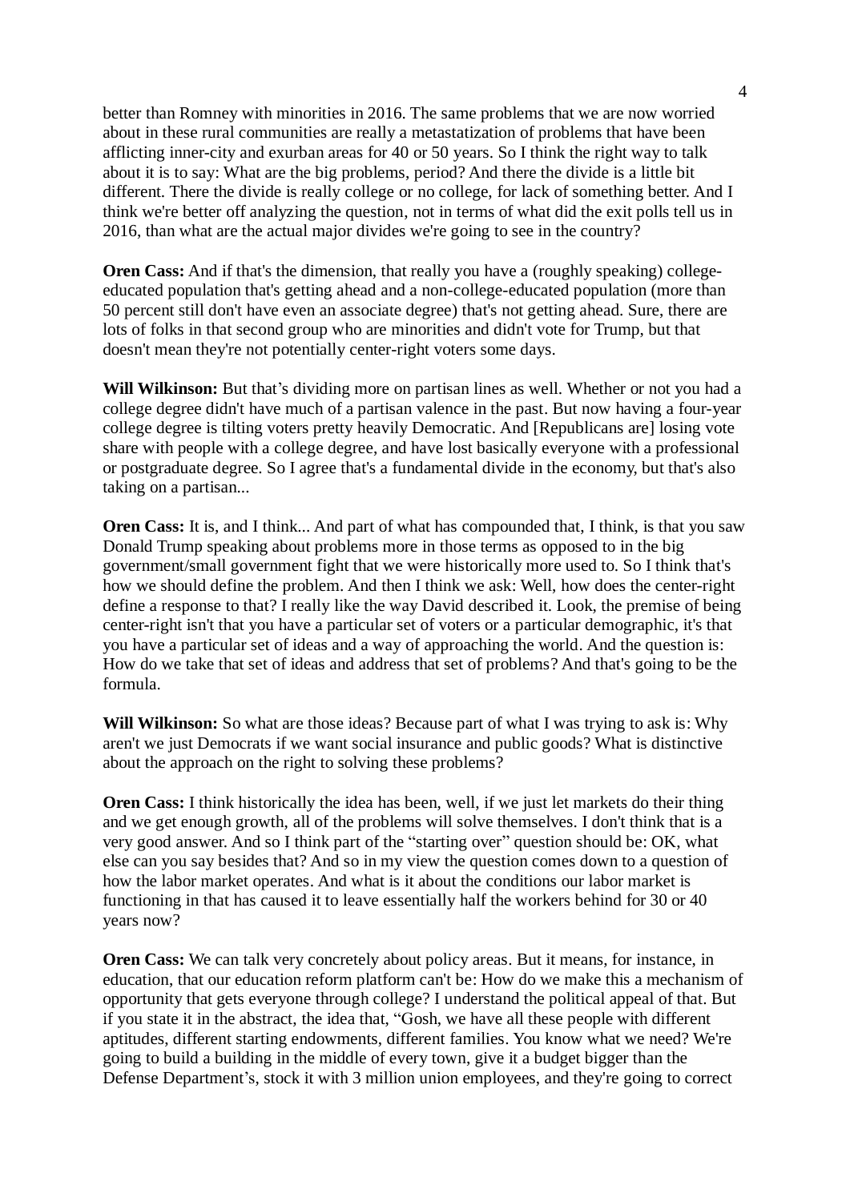better than Romney with minorities in 2016. The same problems that we are now worried about in these rural communities are really a metastatization of problems that have been afflicting inner-city and exurban areas for 40 or 50 years. So I think the right way to talk about it is to say: What are the big problems, period? And there the divide is a little bit different. There the divide is really college or no college, for lack of something better. And I think we're better off analyzing the question, not in terms of what did the exit polls tell us in 2016, than what are the actual major divides we're going to see in the country?

**Oren Cass:** And if that's the dimension, that really you have a (roughly speaking) college-educated population that's getting ahead and a non-college-educated population (more than 50 percent still don't have even an associate degree) that's not getting ahead. Sure, there are lots of folks in that second group who are minorities and didn't vote for Trump, but that doesn't mean they're not potentially center-right voters some days.

**Will Wilkinson:** But that's dividing more on partisan lines as well. Whether or not you had a college degree didn't have much of a partisan valence in the past. But now having a four-year college degree is tilting voters pretty heavily Democratic. And [Republicans are] losing vote share with people with a college degree, and have lost basically everyone with a professional or postgraduate degree. So I agree that's a fundamental divide in the economy, but that's also taking on a partisan...

**Oren Cass:** It is, and I think... And part of what has compounded that, I think, is that you saw Donald Trump speaking about problems more in those terms as opposed to in the big government/small government fight that we were historically more used to. So I think that's how we should define the problem. And then I think we ask: Well, how does the center-right define a response to that? I really like the way David described it. Look, the premise of being center-right isn't that you have a particular set of voters or a particular demographic, it's that you have a particular set of ideas and a way of approaching the world. And the question is: How do we take that set of ideas and address that set of problems? And that's going to be the formula.

**Will Wilkinson:** So what are those ideas? Because part of what I was trying to ask is: Why aren't we just Democrats if we want social insurance and public goods? What is distinctive about the approach on the right to solving these problems?

**Oren Cass:** I think historically the idea has been, well, if we just let markets do their thing and we get enough growth, all of the problems will solve themselves. I don't think that is a very good answer. And so I think part of the "starting over" question should be: OK, what else can you say besides that? And so in my view the question comes down to a question of how the labor market operates. And what is it about the conditions our labor market is functioning in that has caused it to leave essentially half the workers behind for 30 or 40 years now?

**Oren Cass:** We can talk very concretely about policy areas. But it means, for instance, in education, that our education reform platform can't be: How do we make this a mechanism of opportunity that gets everyone through college? I understand the political appeal of that. But if you state it in the abstract, the idea that, "Gosh, we have all these people with different aptitudes, different starting endowments, different families. You know what we need? We're going to build a building in the middle of every town, give it a budget bigger than the Defense Department's, stock it with 3 million union employees, and they're going to correct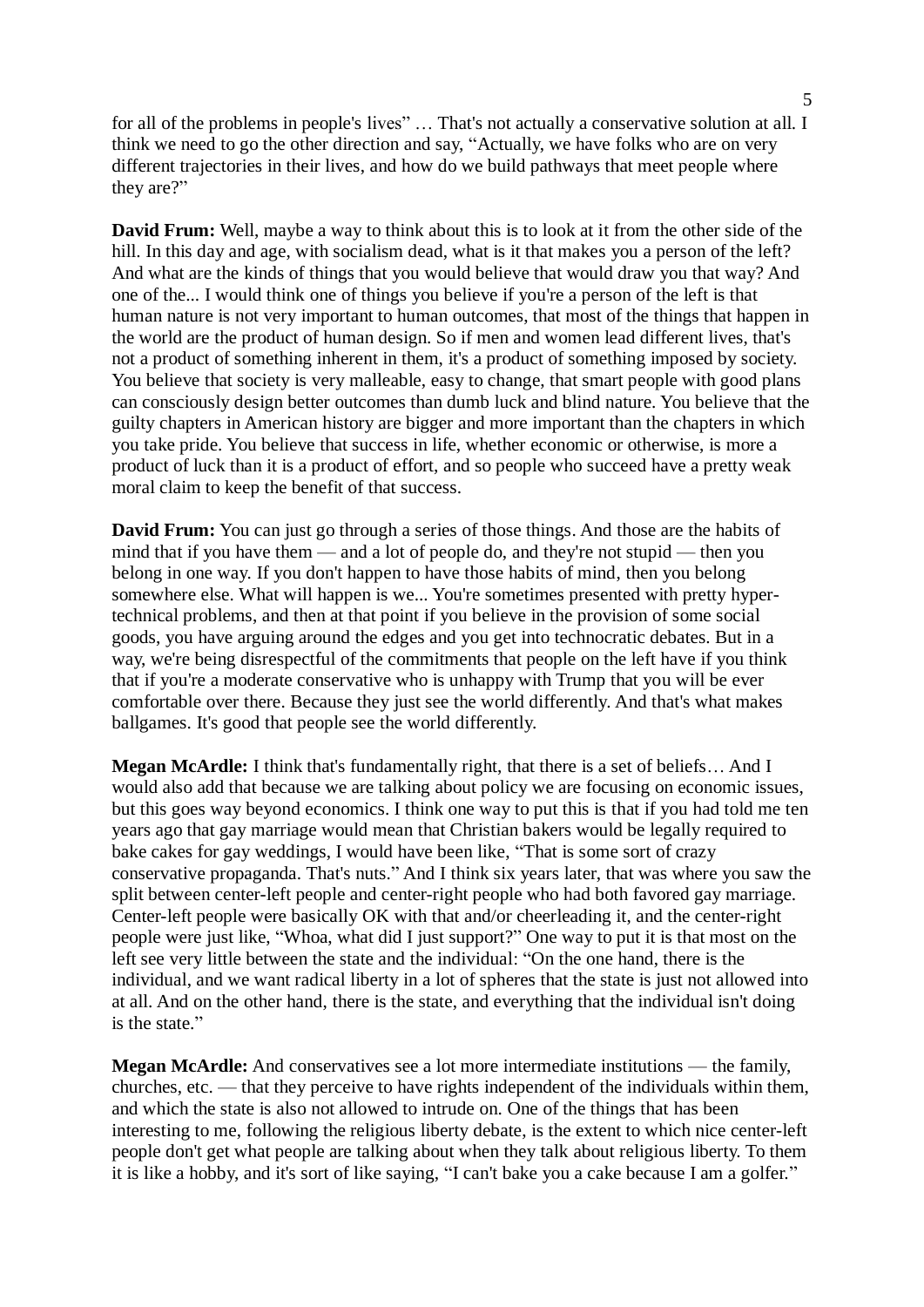for all of the problems in people's lives" … That's not actually a conservative solution at all. I think we need to go the other direction and say, "Actually, we have folks who are on very different trajectories in their lives, and how do we build pathways that meet people where they are?"

**David Frum:** Well, maybe a way to think about this is to look at it from the other side of the hill. In this day and age, with socialism dead, what is it that makes you a person of the left? And what are the kinds of things that you would believe that would draw you that way? And one of the... I would think one of things you believe if you're a person of the left is that human nature is not very important to human outcomes, that most of the things that happen in the world are the product of human design. So if men and women lead different lives, that's not a product of something inherent in them, it's a product of something imposed by society. You believe that society is very malleable, easy to change, that smart people with good plans can consciously design better outcomes than dumb luck and blind nature. You believe that the guilty chapters in American history are bigger and more important than the chapters in which you take pride. You believe that success in life, whether economic or otherwise, is more a product of luck than it is a product of effort, and so people who succeed have a pretty weak moral claim to keep the benefit of that success.

**David Frum:** You can just go through a series of those things. And those are the habits of mind that if you have them — and a lot of people do, and they're not stupid — then you belong in one way. If you don't happen to have those habits of mind, then you belong somewhere else. What will happen is we... You're sometimes presented with pretty hyper-technical problems, and then at that point if you believe in the provision of some social goods, you have arguing around the edges and you get into technocratic debates. But in a way, we're being disrespectful of the commitments that people on the left have if you think that if you're a moderate conservative who is unhappy with Trump that you will be ever comfortable over there. Because they just see the world differently. And that's what makes ballgames. It's good that people see the world differently.

**Megan McArdle:** I think that's fundamentally right, that there is a set of beliefs… And I would also add that because we are talking about policy we are focusing on economic issues, but this goes way beyond economics. I think one way to put this is that if you had told me ten years ago that gay marriage would mean that Christian bakers would be legally required to bake cakes for gay weddings, I would have been like, "That is some sort of crazy conservative propaganda. That's nuts." And I think six years later, that was where you saw the split between center-left people and center-right people who had both favored gay marriage. Center-left people were basically OK with that and/or cheerleading it, and the center-right people were just like, "Whoa, what did I just support?" One way to put it is that most on the left see very little between the state and the individual: "On the one hand, there is the individual, and we want radical liberty in a lot of spheres that the state is just not allowed into at all. And on the other hand, there is the state, and everything that the individual isn't doing is the state."

**Megan McArdle:** And conservatives see a lot more intermediate institutions — the family, churches, etc. — that they perceive to have rights independent of the individuals within them, and which the state is also not allowed to intrude on. One of the things that has been interesting to me, following the religious liberty debate, is the extent to which nice center-left people don't get what people are talking about when they talk about religious liberty. To them it is like a hobby, and it's sort of like saying, "I can't bake you a cake because I am a golfer."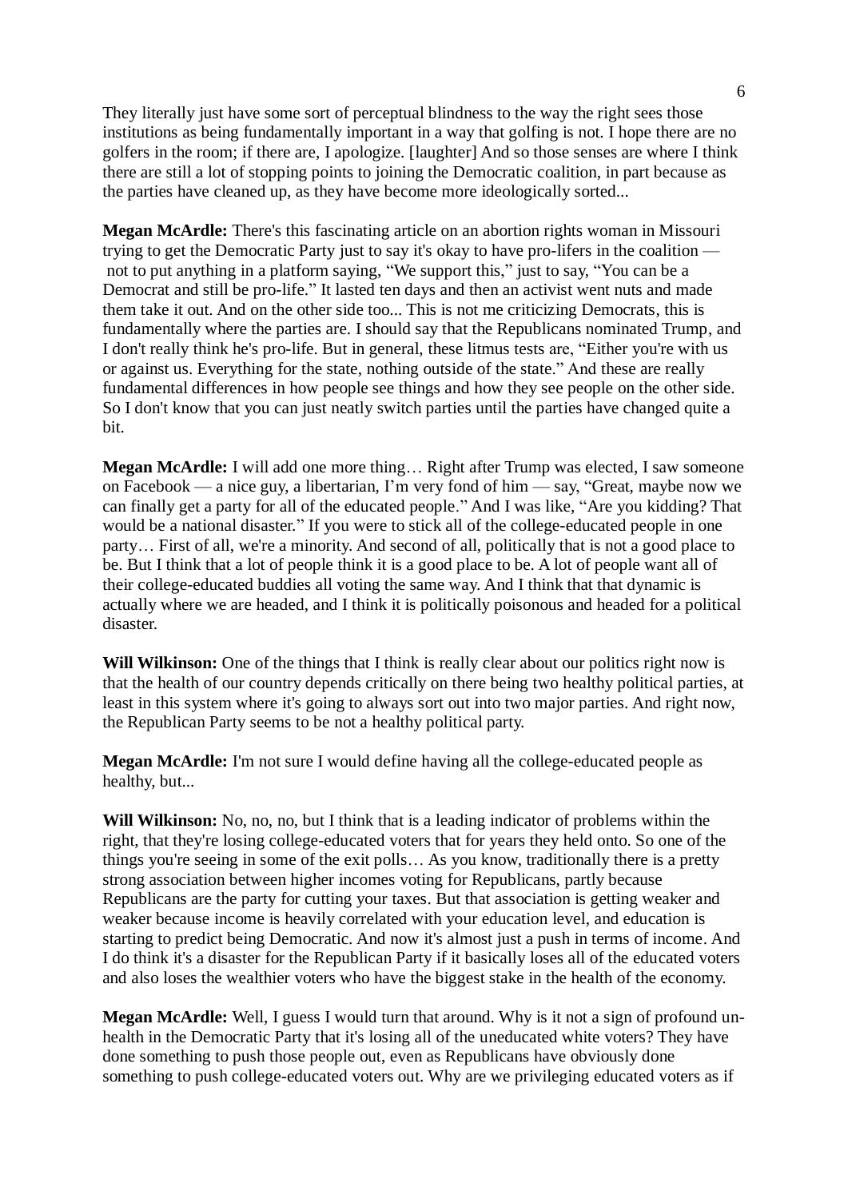They literally just have some sort of perceptual blindness to the way the right sees those institutions as being fundamentally important in a way that golfing is not. I hope there are no golfers in the room; if there are, I apologize. [laughter] And so those senses are where I think there are still a lot of stopping points to joining the Democratic coalition, in part because as the parties have cleaned up, as they have become more ideologically sorted...

**Megan McArdle:** There's this fascinating article on an abortion rights woman in Missouri trying to get the Democratic Party just to say it's okay to have pro-lifers in the coalition — not to put anything in a platform saying, “We support this,” just to say, “You can be a Democrat and still be pro-life.” It lasted ten days and then an activist went nuts and made them take it out. And on the other side too... This is not me criticizing Democrats, this is fundamentally where the parties are. I should say that the Republicans nominated Trump, and I don't really think he's pro-life. But in general, these litmus tests are, “Either you're with us or against us. Everything for the state, nothing outside of the state.” And these are really fundamental differences in how people see things and how they see people on the other side. So I don't know that you can just neatly switch parties until the parties have changed quite a bit.

**Megan McArdle:** I will add one more thing… Right after Trump was elected, I saw someone on Facebook — a nice guy, a libertarian, I'm very fond of him — say, “Great, maybe now we can finally get a party for all of the educated people.” And I was like, “Are you kidding? That would be a national disaster.” If you were to stick all of the college-educated people in one party… First of all, we're a minority. And second of all, politically that is not a good place to be. But I think that a lot of people think it is a good place to be. A lot of people want all of their college-educated buddies all voting the same way. And I think that that dynamic is actually where we are headed, and I think it is politically poisonous and headed for a political disaster.

**Will Wilkinson:** One of the things that I think is really clear about our politics right now is that the health of our country depends critically on there being two healthy political parties, at least in this system where it's going to always sort out into two major parties. And right now, the Republican Party seems to be not a healthy political party.

**Megan McArdle:** I'm not sure I would define having all the college-educated people as healthy, but...

**Will Wilkinson:** No, no, no, but I think that is a leading indicator of problems within the right, that they're losing college-educated voters that for years they held onto. So one of the things you're seeing in some of the exit polls… As you know, traditionally there is a pretty strong association between higher incomes voting for Republicans, partly because Republicans are the party for cutting your taxes. But that association is getting weaker and weaker because income is heavily correlated with your education level, and education is starting to predict being Democratic. And now it's almost just a push in terms of income. And I do think it's a disaster for the Republican Party if it basically loses all of the educated voters and also loses the wealthier voters who have the biggest stake in the health of the economy.

**Megan McArdle:** Well, I guess I would turn that around. Why is it not a sign of profound un-health in the Democratic Party that it's losing all of the uneducated white voters? They have done something to push those people out, even as Republicans have obviously done something to push college-educated voters out. Why are we privileging educated voters as if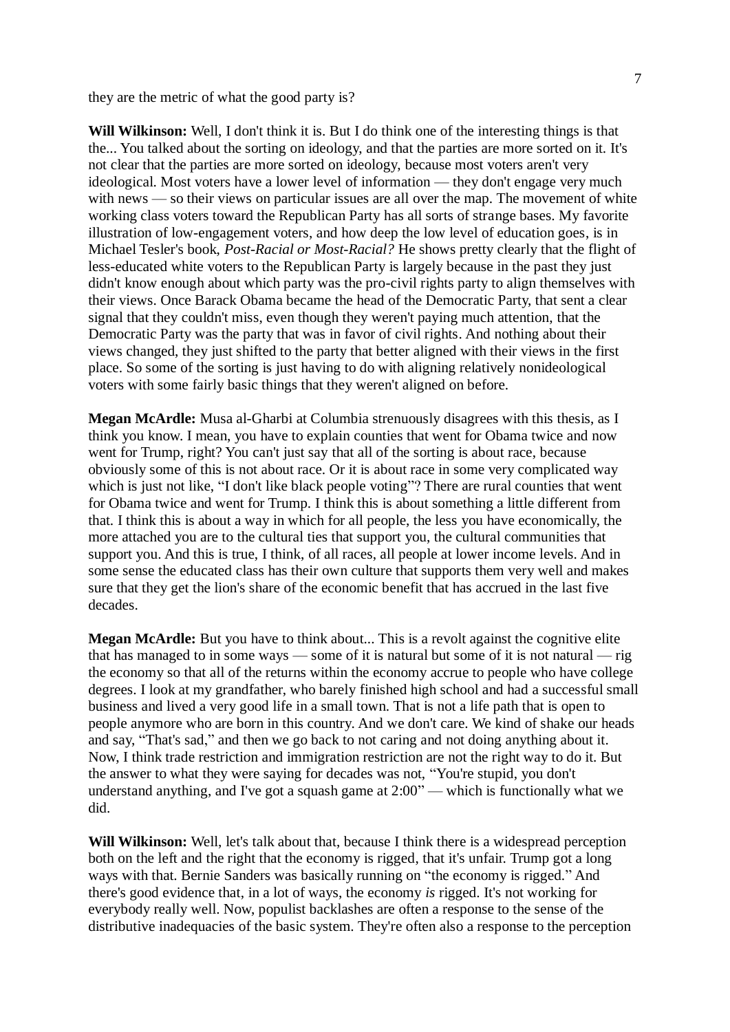they are the metric of what the good party is?

**Will Wilkinson:** Well, I don't think it is. But I do think one of the interesting things is that the... You talked about the sorting on ideology, and that the parties are more sorted on it. It's not clear that the parties are more sorted on ideology, because most voters aren't very ideological. Most voters have a lower level of information — they don't engage very much with news — so their views on particular issues are all over the map. The movement of white working class voters toward the Republican Party has all sorts of strange bases. My favorite illustration of low-engagement voters, and how deep the low level of education goes, is in Michael Tesler's book, *Post-Racial or Most-Racial?* He shows pretty clearly that the flight of less-educated white voters to the Republican Party is largely because in the past they just didn't know enough about which party was the pro-civil rights party to align themselves with their views. Once Barack Obama became the head of the Democratic Party, that sent a clear signal that they couldn't miss, even though they weren't paying much attention, that the Democratic Party was the party that was in favor of civil rights. And nothing about their views changed, they just shifted to the party that better aligned with their views in the first place. So some of the sorting is just having to do with aligning relatively nonideological voters with some fairly basic things that they weren't aligned on before.

**Megan McArdle:** Musa al-Gharbi at Columbia strenuously disagrees with this thesis, as I think you know. I mean, you have to explain counties that went for Obama twice and now went for Trump, right? You can't just say that all of the sorting is about race, because obviously some of this is not about race. Or it is about race in some very complicated way which is just not like, "I don't like black people voting"? There are rural counties that went for Obama twice and went for Trump. I think this is about something a little different from that. I think this is about a way in which for all people, the less you have economically, the more attached you are to the cultural ties that support you, the cultural communities that support you. And this is true, I think, of all races, all people at lower income levels. And in some sense the educated class has their own culture that supports them very well and makes sure that they get the lion's share of the economic benefit that has accrued in the last five decades.

**Megan McArdle:** But you have to think about... This is a revolt against the cognitive elite that has managed to in some ways — some of it is natural but some of it is not natural — rig the economy so that all of the returns within the economy accrue to people who have college degrees. I look at my grandfather, who barely finished high school and had a successful small business and lived a very good life in a small town. That is not a life path that is open to people anymore who are born in this country. And we don't care. We kind of shake our heads and say, "That's sad," and then we go back to not caring and not doing anything about it. Now, I think trade restriction and immigration restriction are not the right way to do it. But the answer to what they were saying for decades was not, "You're stupid, you don't understand anything, and I've got a squash game at 2:00" — which is functionally what we did.

**Will Wilkinson:** Well, let's talk about that, because I think there is a widespread perception both on the left and the right that the economy is rigged, that it's unfair. Trump got a long ways with that. Bernie Sanders was basically running on "the economy is rigged." And there's good evidence that, in a lot of ways, the economy *is* rigged. It's not working for everybody really well. Now, populist backlashes are often a response to the sense of the distributive inadequacies of the basic system. They're often also a response to the perception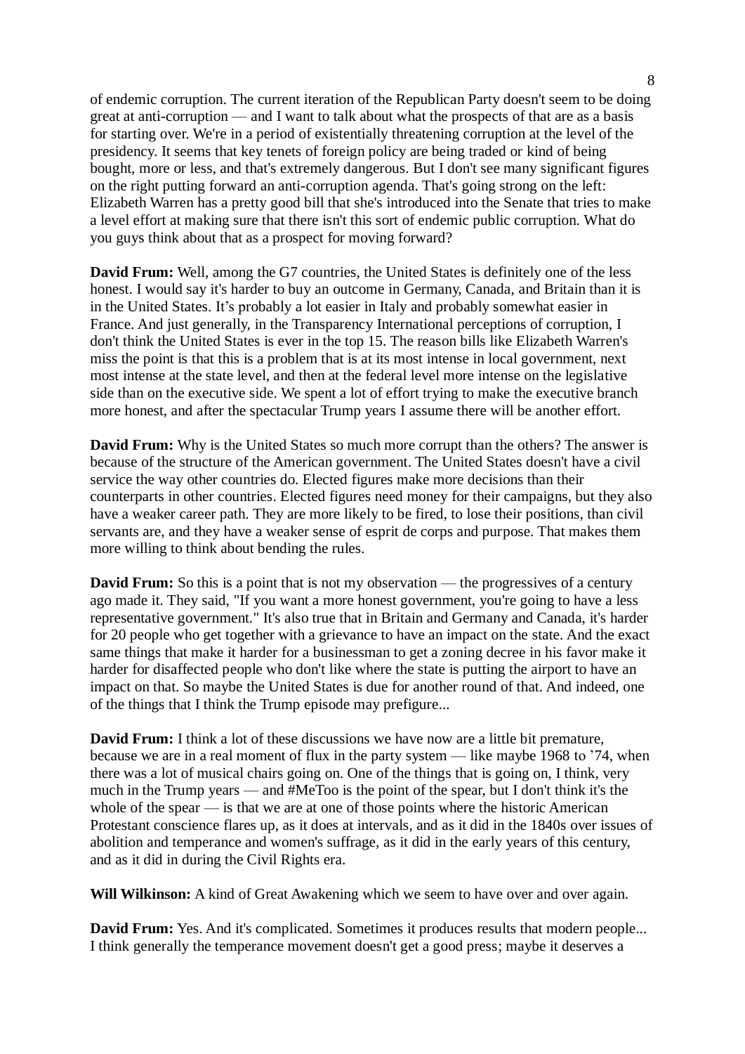of endemic corruption. The current iteration of the Republican Party doesn't seem to be doing great at anti-corruption — and I want to talk about what the prospects of that are as a basis for starting over. We're in a period of existentially threatening corruption at the level of the presidency. It seems that key tenets of foreign policy are being traded or kind of being bought, more or less, and that's extremely dangerous. But I don't see many significant figures on the right putting forward an anti-corruption agenda. That's going strong on the left: Elizabeth Warren has a pretty good bill that she's introduced into the Senate that tries to make a level effort at making sure that there isn't this sort of endemic public corruption. What do you guys think about that as a prospect for moving forward?

**David Frum:** Well, among the G7 countries, the United States is definitely one of the less honest. I would say it's harder to buy an outcome in Germany, Canada, and Britain than it is in the United States. It's probably a lot easier in Italy and probably somewhat easier in France. And just generally, in the Transparency International perceptions of corruption, I don't think the United States is ever in the top 15. The reason bills like Elizabeth Warren's miss the point is that this is a problem that is at its most intense in local government, next most intense at the state level, and then at the federal level more intense on the legislative side than on the executive side. We spent a lot of effort trying to make the executive branch more honest, and after the spectacular Trump years I assume there will be another effort.

**David Frum:** Why is the United States so much more corrupt than the others? The answer is because of the structure of the American government. The United States doesn't have a civil service the way other countries do. Elected figures make more decisions than their counterparts in other countries. Elected figures need money for their campaigns, but they also have a weaker career path. They are more likely to be fired, to lose their positions, than civil servants are, and they have a weaker sense of esprit de corps and purpose. That makes them more willing to think about bending the rules.

**David Frum:** So this is a point that is not my observation — the progressives of a century ago made it. They said, "If you want a more honest government, you're going to have a less representative government." It's also true that in Britain and Germany and Canada, it's harder for 20 people who get together with a grievance to have an impact on the state. And the exact same things that make it harder for a businessman to get a zoning decree in his favor make it harder for disaffected people who don't like where the state is putting the airport to have an impact on that. So maybe the United States is due for another round of that. And indeed, one of the things that I think the Trump episode may prefigure...

**David Frum:** I think a lot of these discussions we have now are a little bit premature, because we are in a real moment of flux in the party system — like maybe 1968 to '74, when there was a lot of musical chairs going on. One of the things that is going on, I think, very much in the Trump years — and #MeToo is the point of the spear, but I don't think it's the whole of the spear — is that we are at one of those points where the historic American Protestant conscience flares up, as it does at intervals, and as it did in the 1840s over issues of abolition and temperance and women's suffrage, as it did in the early years of this century, and as it did in during the Civil Rights era.

**Will Wilkinson:** A kind of Great Awakening which we seem to have over and over again.

**David Frum:** Yes. And it's complicated. Sometimes it produces results that modern people... I think generally the temperance movement doesn't get a good press; maybe it deserves a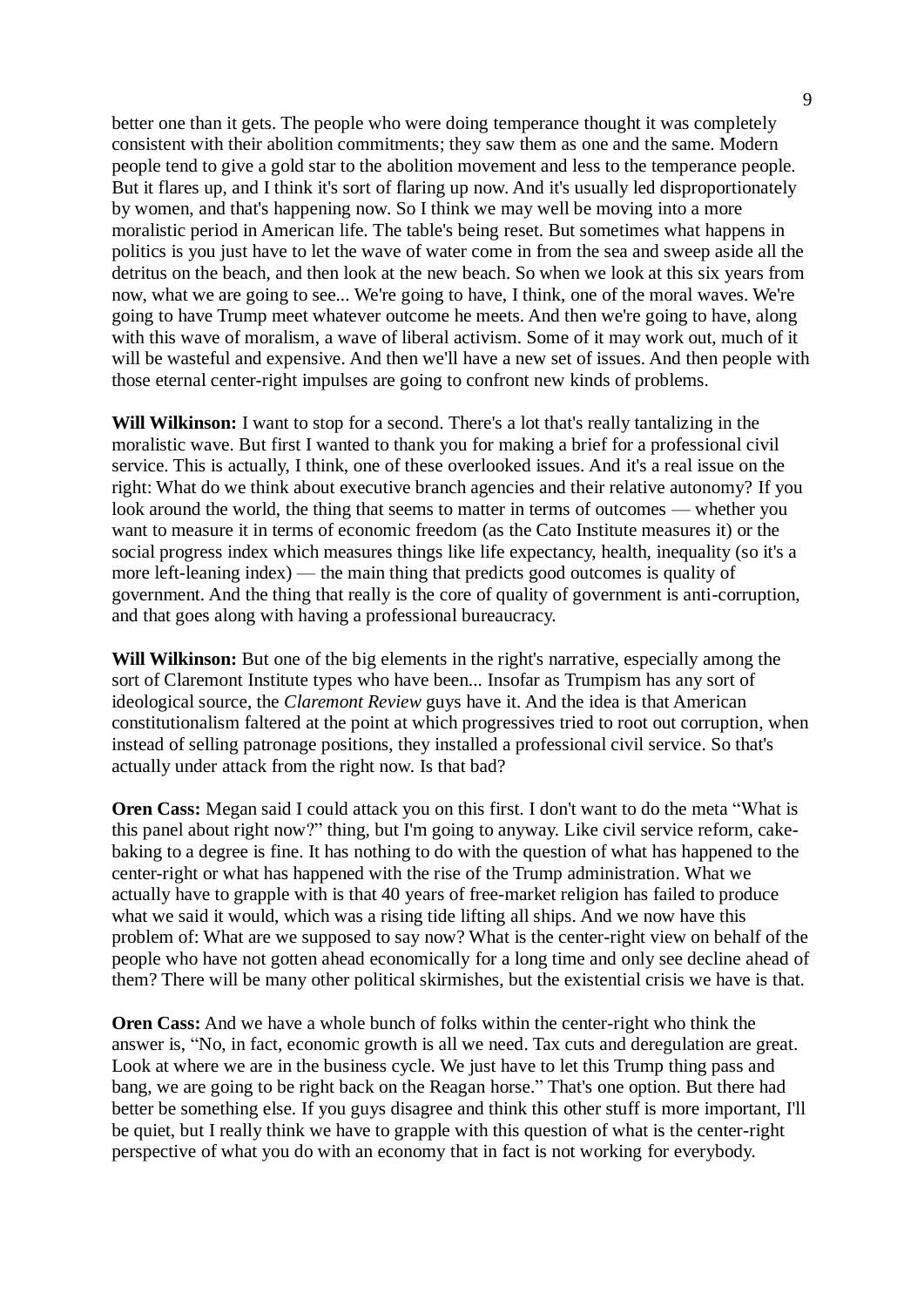better one than it gets. The people who were doing temperance thought it was completely consistent with their abolition commitments; they saw them as one and the same. Modern people tend to give a gold star to the abolition movement and less to the temperance people. But it flares up, and I think it's sort of flaring up now. And it's usually led disproportionately by women, and that's happening now. So I think we may well be moving into a more moralistic period in American life. The table's being reset. But sometimes what happens in politics is you just have to let the wave of water come in from the sea and sweep aside all the detritus on the beach, and then look at the new beach. So when we look at this six years from now, what we are going to see... We're going to have, I think, one of the moral waves. We're going to have Trump meet whatever outcome he meets. And then we're going to have, along with this wave of moralism, a wave of liberal activism. Some of it may work out, much of it will be wasteful and expensive. And then we'll have a new set of issues. And then people with those eternal center-right impulses are going to confront new kinds of problems.

**Will Wilkinson:** I want to stop for a second. There's a lot that's really tantalizing in the moralistic wave. But first I wanted to thank you for making a brief for a professional civil service. This is actually, I think, one of these overlooked issues. And it's a real issue on the right: What do we think about executive branch agencies and their relative autonomy? If you look around the world, the thing that seems to matter in terms of outcomes — whether you want to measure it in terms of economic freedom (as the Cato Institute measures it) or the social progress index which measures things like life expectancy, health, inequality (so it's a more left-leaning index) — the main thing that predicts good outcomes is quality of government. And the thing that really is the core of quality of government is anti-corruption, and that goes along with having a professional bureaucracy.

**Will Wilkinson:** But one of the big elements in the right's narrative, especially among the sort of Claremont Institute types who have been... Insofar as Trumpism has any sort of ideological source, the *Claremont Review* guys have it. And the idea is that American constitutionalism faltered at the point at which progressives tried to root out corruption, when instead of selling patronage positions, they installed a professional civil service. So that's actually under attack from the right now. Is that bad?

**Oren Cass:** Megan said I could attack you on this first. I don't want to do the meta "What is this panel about right now?" thing, but I'm going to anyway. Like civil service reform, cake-baking to a degree is fine. It has nothing to do with the question of what has happened to the center-right or what has happened with the rise of the Trump administration. What we actually have to grapple with is that 40 years of free-market religion has failed to produce what we said it would, which was a rising tide lifting all ships. And we now have this problem of: What are we supposed to say now? What is the center-right view on behalf of the people who have not gotten ahead economically for a long time and only see decline ahead of them? There will be many other political skirmishes, but the existential crisis we have is that.

**Oren Cass:** And we have a whole bunch of folks within the center-right who think the answer is, "No, in fact, economic growth is all we need. Tax cuts and deregulation are great. Look at where we are in the business cycle. We just have to let this Trump thing pass and bang, we are going to be right back on the Reagan horse." That's one option. But there had better be something else. If you guys disagree and think this other stuff is more important, I'll be quiet, but I really think we have to grapple with this question of what is the center-right perspective of what you do with an economy that in fact is not working for everybody.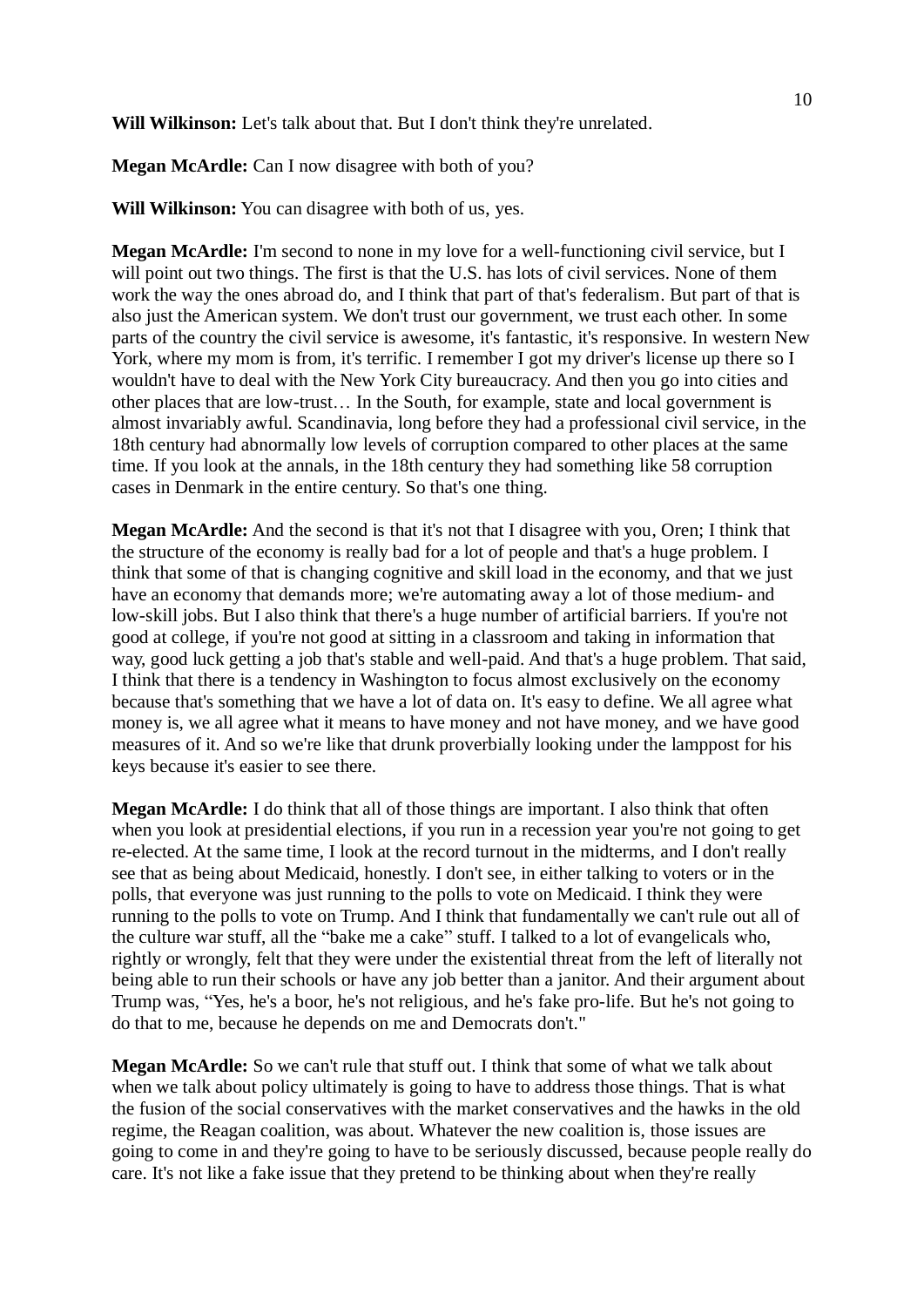**Will Wilkinson:** Let's talk about that. But I don't think they're unrelated.

**Megan McArdle:** Can I now disagree with both of you?

**Will Wilkinson:** You can disagree with both of us, yes.

**Megan McArdle:** I'm second to none in my love for a well-functioning civil service, but I will point out two things. The first is that the U.S. has lots of civil services. None of them work the way the ones abroad do, and I think that part of that's federalism. But part of that is also just the American system. We don't trust our government, we trust each other. In some parts of the country the civil service is awesome, it's fantastic, it's responsive. In western New York, where my mom is from, it's terrific. I remember I got my driver's license up there so I wouldn't have to deal with the New York City bureaucracy. And then you go into cities and other places that are low-trust… In the South, for example, state and local government is almost invariably awful. Scandinavia, long before they had a professional civil service, in the 18th century had abnormally low levels of corruption compared to other places at the same time. If you look at the annals, in the 18th century they had something like 58 corruption cases in Denmark in the entire century. So that's one thing.

**Megan McArdle:** And the second is that it's not that I disagree with you, Oren; I think that the structure of the economy is really bad for a lot of people and that's a huge problem. I think that some of that is changing cognitive and skill load in the economy, and that we just have an economy that demands more; we're automating away a lot of those medium- and low-skill jobs. But I also think that there's a huge number of artificial barriers. If you're not good at college, if you're not good at sitting in a classroom and taking in information that way, good luck getting a job that's stable and well-paid. And that's a huge problem. That said, I think that there is a tendency in Washington to focus almost exclusively on the economy because that's something that we have a lot of data on. It's easy to define. We all agree what money is, we all agree what it means to have money and not have money, and we have good measures of it. And so we're like that drunk proverbially looking under the lamppost for his keys because it's easier to see there.

**Megan McArdle:** I do think that all of those things are important. I also think that often when you look at presidential elections, if you run in a recession year you're not going to get re-elected. At the same time, I look at the record turnout in the midterms, and I don't really see that as being about Medicaid, honestly. I don't see, in either talking to voters or in the polls, that everyone was just running to the polls to vote on Medicaid. I think they were running to the polls to vote on Trump. And I think that fundamentally we can't rule out all of the culture war stuff, all the "bake me a cake" stuff. I talked to a lot of evangelicals who, rightly or wrongly, felt that they were under the existential threat from the left of literally not being able to run their schools or have any job better than a janitor. And their argument about Trump was, "Yes, he's a boor, he's not religious, and he's fake pro-life. But he's not going to do that to me, because he depends on me and Democrats don't."

**Megan McArdle:** So we can't rule that stuff out. I think that some of what we talk about when we talk about policy ultimately is going to have to address those things. That is what the fusion of the social conservatives with the market conservatives and the hawks in the old regime, the Reagan coalition, was about. Whatever the new coalition is, those issues are going to come in and they're going to have to be seriously discussed, because people really do care. It's not like a fake issue that they pretend to be thinking about when they're really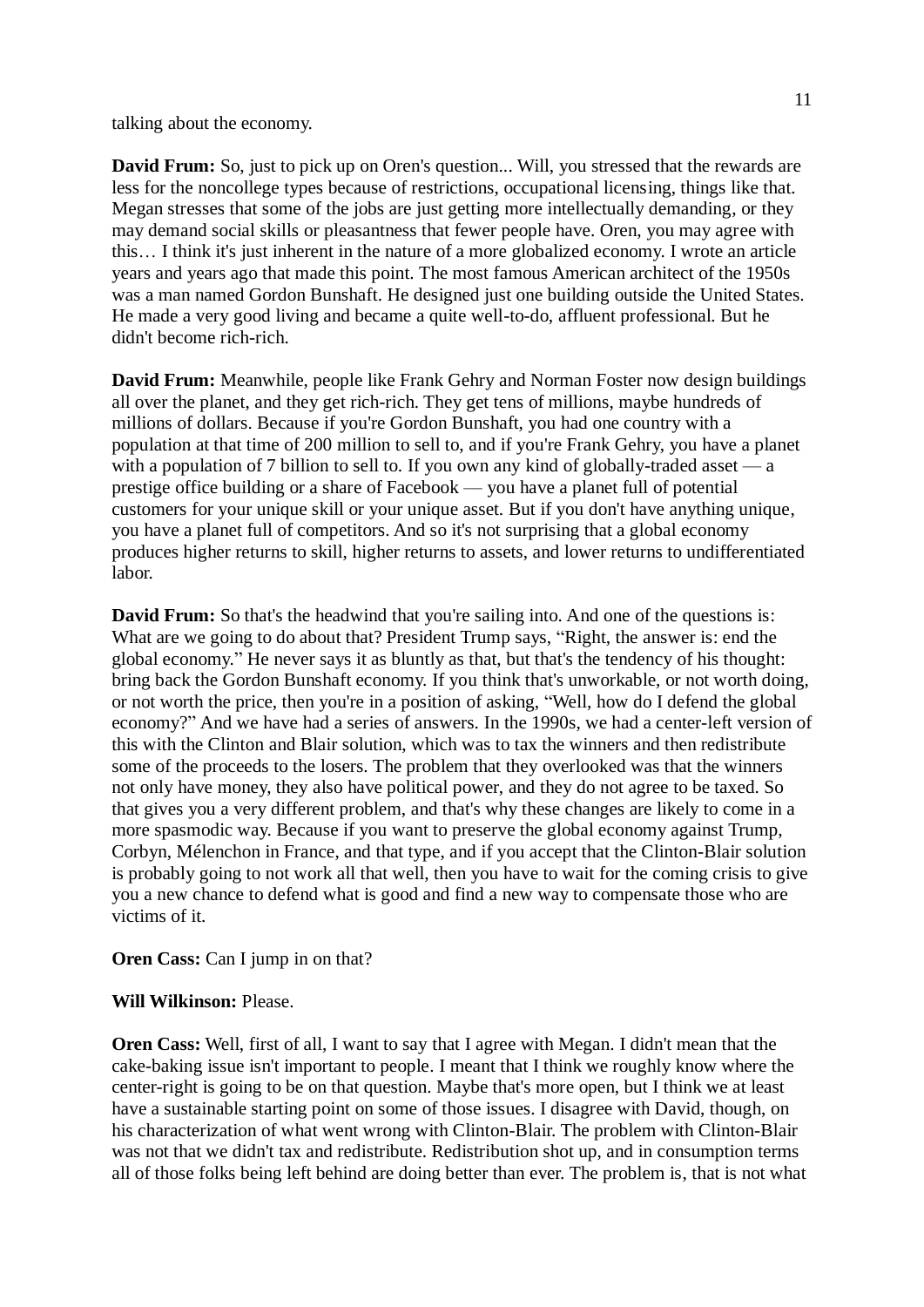talking about the economy.

**David Frum:** So, just to pick up on Oren's question... Will, you stressed that the rewards are less for the noncollege types because of restrictions, occupational licensing, things like that. Megan stresses that some of the jobs are just getting more intellectually demanding, or they may demand social skills or pleasantness that fewer people have. Oren, you may agree with this… I think it's just inherent in the nature of a more globalized economy. I wrote an article years and years ago that made this point. The most famous American architect of the 1950s was a man named Gordon Bunshaft. He designed just one building outside the United States. He made a very good living and became a quite well-to-do, affluent professional. But he didn't become rich-rich.

**David Frum:** Meanwhile, people like Frank Gehry and Norman Foster now design buildings all over the planet, and they get rich-rich. They get tens of millions, maybe hundreds of millions of dollars. Because if you're Gordon Bunshaft, you had one country with a population at that time of 200 million to sell to, and if you're Frank Gehry, you have a planet with a population of 7 billion to sell to. If you own any kind of globally-traded asset — a prestige office building or a share of Facebook — you have a planet full of potential customers for your unique skill or your unique asset. But if you don't have anything unique, you have a planet full of competitors. And so it's not surprising that a global economy produces higher returns to skill, higher returns to assets, and lower returns to undifferentiated labor.

**David Frum:** So that's the headwind that you're sailing into. And one of the questions is: What are we going to do about that? President Trump says, "Right, the answer is: end the global economy." He never says it as bluntly as that, but that's the tendency of his thought: bring back the Gordon Bunshaft economy. If you think that's unworkable, or not worth doing, or not worth the price, then you're in a position of asking, "Well, how do I defend the global economy?" And we have had a series of answers. In the 1990s, we had a center-left version of this with the Clinton and Blair solution, which was to tax the winners and then redistribute some of the proceeds to the losers. The problem that they overlooked was that the winners not only have money, they also have political power, and they do not agree to be taxed. So that gives you a very different problem, and that's why these changes are likely to come in a more spasmodic way. Because if you want to preserve the global economy against Trump, Corbyn, Mélenchon in France, and that type, and if you accept that the Clinton-Blair solution is probably going to not work all that well, then you have to wait for the coming crisis to give you a new chance to defend what is good and find a new way to compensate those who are victims of it.

**Oren Cass:** Can I jump in on that?

**Will Wilkinson:** Please.

**Oren Cass:** Well, first of all, I want to say that I agree with Megan. I didn't mean that the cake-baking issue isn't important to people. I meant that I think we roughly know where the center-right is going to be on that question. Maybe that's more open, but I think we at least have a sustainable starting point on some of those issues. I disagree with David, though, on his characterization of what went wrong with Clinton-Blair. The problem with Clinton-Blair was not that we didn't tax and redistribute. Redistribution shot up, and in consumption terms all of those folks being left behind are doing better than ever. The problem is, that is not what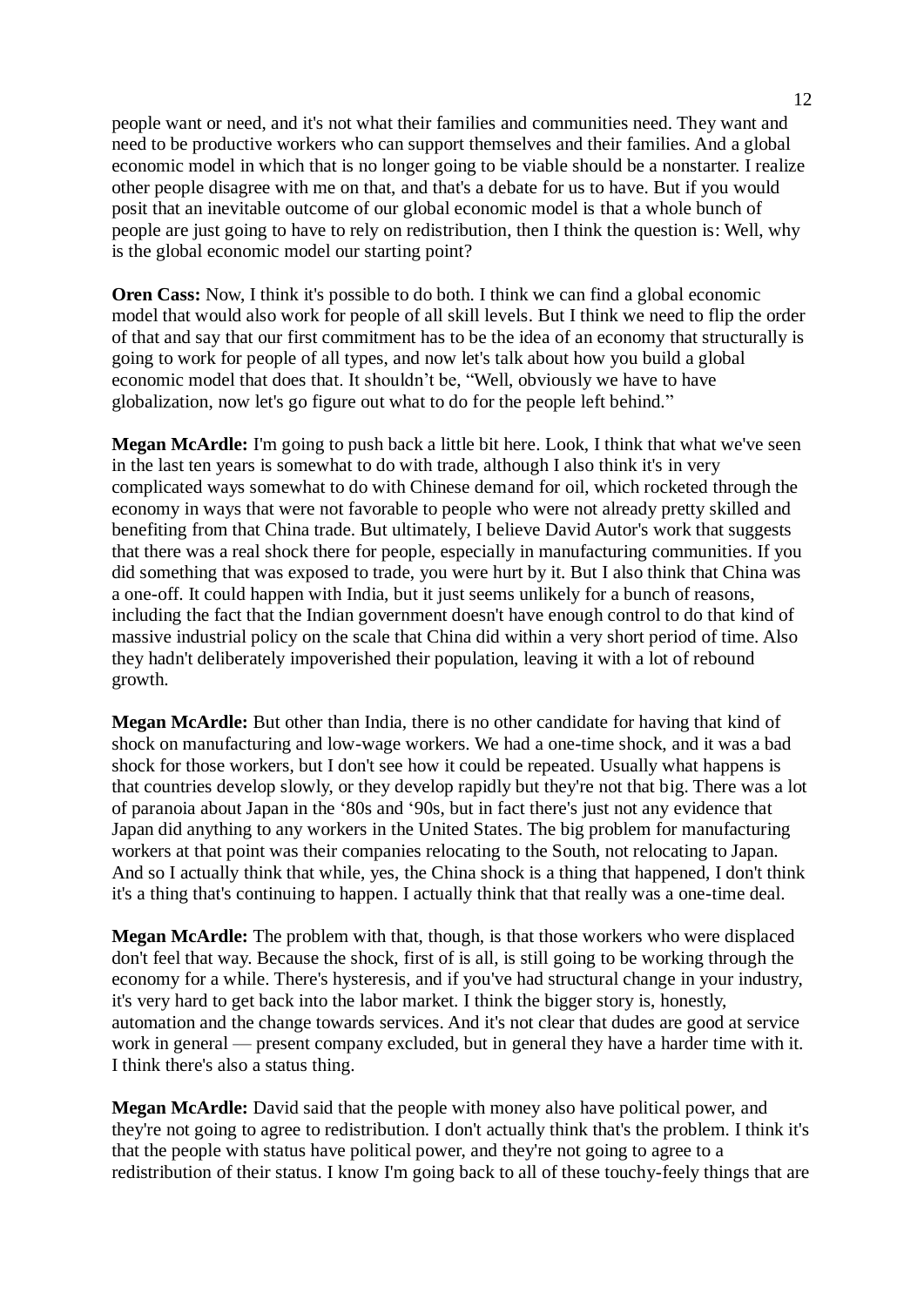people want or need, and it's not what their families and communities need. They want and need to be productive workers who can support themselves and their families. And a global economic model in which that is no longer going to be viable should be a nonstarter. I realize other people disagree with me on that, and that's a debate for us to have. But if you would posit that an inevitable outcome of our global economic model is that a whole bunch of people are just going to have to rely on redistribution, then I think the question is: Well, why is the global economic model our starting point?

**Oren Cass:** Now, I think it's possible to do both. I think we can find a global economic model that would also work for people of all skill levels. But I think we need to flip the order of that and say that our first commitment has to be the idea of an economy that structurally is going to work for people of all types, and now let's talk about how you build a global economic model that does that. It shouldn't be, "Well, obviously we have to have globalization, now let's go figure out what to do for the people left behind."

**Megan McArdle:** I'm going to push back a little bit here. Look, I think that what we've seen in the last ten years is somewhat to do with trade, although I also think it's in very complicated ways somewhat to do with Chinese demand for oil, which rocketed through the economy in ways that were not favorable to people who were not already pretty skilled and benefiting from that China trade. But ultimately, I believe David Autor's work that suggests that there was a real shock there for people, especially in manufacturing communities. If you did something that was exposed to trade, you were hurt by it. But I also think that China was a one-off. It could happen with India, but it just seems unlikely for a bunch of reasons, including the fact that the Indian government doesn't have enough control to do that kind of massive industrial policy on the scale that China did within a very short period of time. Also they hadn't deliberately impoverished their population, leaving it with a lot of rebound growth.

**Megan McArdle:** But other than India, there is no other candidate for having that kind of shock on manufacturing and low-wage workers. We had a one-time shock, and it was a bad shock for those workers, but I don't see how it could be repeated. Usually what happens is that countries develop slowly, or they develop rapidly but they're not that big. There was a lot of paranoia about Japan in the '80s and '90s, but in fact there's just not any evidence that Japan did anything to any workers in the United States. The big problem for manufacturing workers at that point was their companies relocating to the South, not relocating to Japan. And so I actually think that while, yes, the China shock is a thing that happened, I don't think it's a thing that's continuing to happen. I actually think that that really was a one-time deal.

**Megan McArdle:** The problem with that, though, is that those workers who were displaced don't feel that way. Because the shock, first of is all, is still going to be working through the economy for a while. There's hysteresis, and if you've had structural change in your industry, it's very hard to get back into the labor market. I think the bigger story is, honestly, automation and the change towards services. And it's not clear that dudes are good at service work in general — present company excluded, but in general they have a harder time with it. I think there's also a status thing.

**Megan McArdle:** David said that the people with money also have political power, and they're not going to agree to redistribution. I don't actually think that's the problem. I think it's that the people with status have political power, and they're not going to agree to a redistribution of their status. I know I'm going back to all of these touchy-feely things that are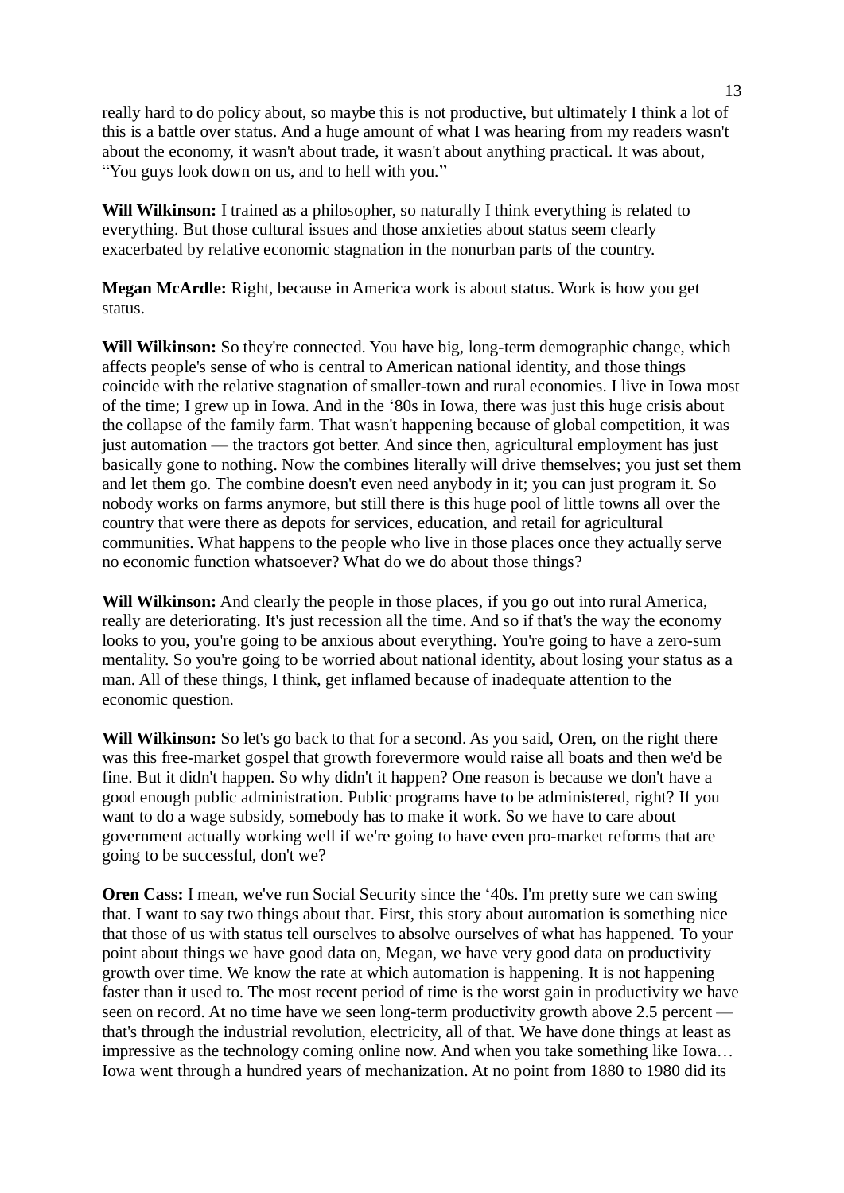really hard to do policy about, so maybe this is not productive, but ultimately I think a lot of this is a battle over status. And a huge amount of what I was hearing from my readers wasn't about the economy, it wasn't about trade, it wasn't about anything practical. It was about, "You guys look down on us, and to hell with you."

**Will Wilkinson:** I trained as a philosopher, so naturally I think everything is related to everything. But those cultural issues and those anxieties about status seem clearly exacerbated by relative economic stagnation in the nonurban parts of the country.

**Megan McArdle:** Right, because in America work is about status. Work is how you get status.

**Will Wilkinson:** So they're connected. You have big, long-term demographic change, which affects people's sense of who is central to American national identity, and those things coincide with the relative stagnation of smaller-town and rural economies. I live in Iowa most of the time; I grew up in Iowa. And in the '80s in Iowa, there was just this huge crisis about the collapse of the family farm. That wasn't happening because of global competition, it was just automation — the tractors got better. And since then, agricultural employment has just basically gone to nothing. Now the combines literally will drive themselves; you just set them and let them go. The combine doesn't even need anybody in it; you can just program it. So nobody works on farms anymore, but still there is this huge pool of little towns all over the country that were there as depots for services, education, and retail for agricultural communities. What happens to the people who live in those places once they actually serve no economic function whatsoever? What do we do about those things?

**Will Wilkinson:** And clearly the people in those places, if you go out into rural America, really are deteriorating. It's just recession all the time. And so if that's the way the economy looks to you, you're going to be anxious about everything. You're going to have a zero-sum mentality. So you're going to be worried about national identity, about losing your status as a man. All of these things, I think, get inflamed because of inadequate attention to the economic question.

**Will Wilkinson:** So let's go back to that for a second. As you said, Oren, on the right there was this free-market gospel that growth forevermore would raise all boats and then we'd be fine. But it didn't happen. So why didn't it happen? One reason is because we don't have a good enough public administration. Public programs have to be administered, right? If you want to do a wage subsidy, somebody has to make it work. So we have to care about government actually working well if we're going to have even pro-market reforms that are going to be successful, don't we?

**Oren Cass:** I mean, we've run Social Security since the '40s. I'm pretty sure we can swing that. I want to say two things about that. First, this story about automation is something nice that those of us with status tell ourselves to absolve ourselves of what has happened. To your point about things we have good data on, Megan, we have very good data on productivity growth over time. We know the rate at which automation is happening. It is not happening faster than it used to. The most recent period of time is the worst gain in productivity we have seen on record. At no time have we seen long-term productivity growth above 2.5 percent — that's through the industrial revolution, electricity, all of that. We have done things at least as impressive as the technology coming online now. And when you take something like Iowa… Iowa went through a hundred years of mechanization. At no point from 1880 to 1980 did its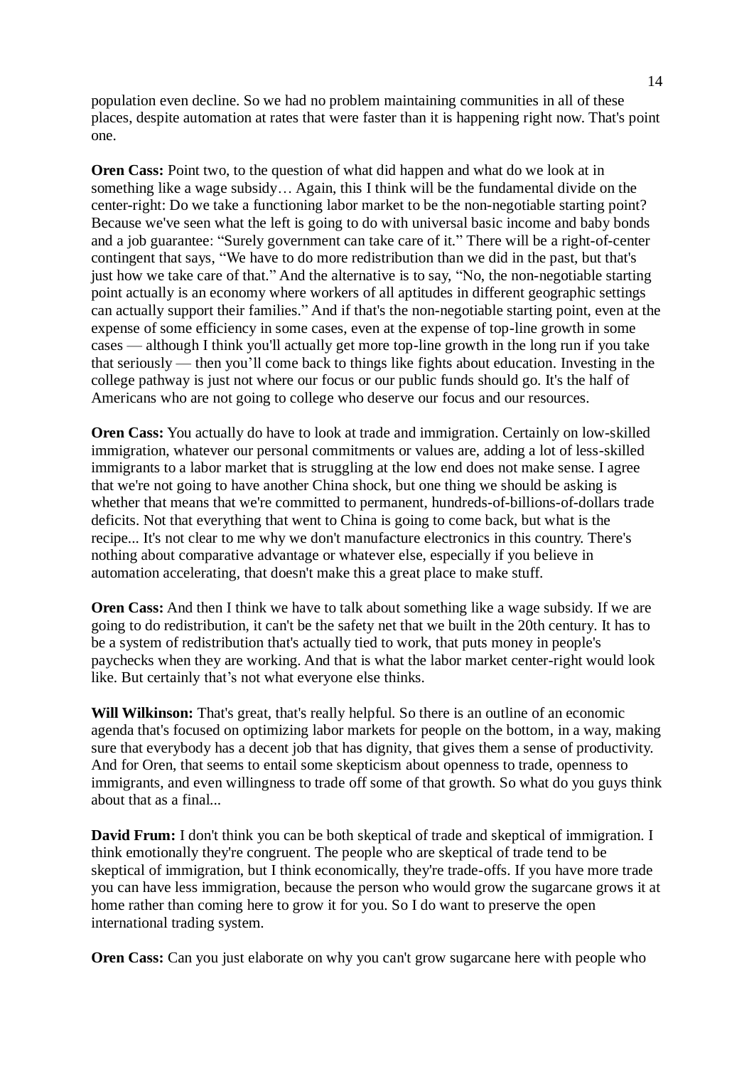population even decline. So we had no problem maintaining communities in all of these places, despite automation at rates that were faster than it is happening right now. That's point one.

**Oren Cass:** Point two, to the question of what did happen and what do we look at in something like a wage subsidy… Again, this I think will be the fundamental divide on the center-right: Do we take a functioning labor market to be the non-negotiable starting point? Because we've seen what the left is going to do with universal basic income and baby bonds and a job guarantee: "Surely government can take care of it." There will be a right-of-center contingent that says, "We have to do more redistribution than we did in the past, but that's just how we take care of that." And the alternative is to say, "No, the non-negotiable starting point actually is an economy where workers of all aptitudes in different geographic settings can actually support their families." And if that's the non-negotiable starting point, even at the expense of some efficiency in some cases, even at the expense of top-line growth in some cases — although I think you'll actually get more top-line growth in the long run if you take that seriously — then you'll come back to things like fights about education. Investing in the college pathway is just not where our focus or our public funds should go. It's the half of Americans who are not going to college who deserve our focus and our resources.

**Oren Cass:** You actually do have to look at trade and immigration. Certainly on low-skilled immigration, whatever our personal commitments or values are, adding a lot of less-skilled immigrants to a labor market that is struggling at the low end does not make sense. I agree that we're not going to have another China shock, but one thing we should be asking is whether that means that we're committed to permanent, hundreds-of-billions-of-dollars trade deficits. Not that everything that went to China is going to come back, but what is the recipe... It's not clear to me why we don't manufacture electronics in this country. There's nothing about comparative advantage or whatever else, especially if you believe in automation accelerating, that doesn't make this a great place to make stuff.

**Oren Cass:** And then I think we have to talk about something like a wage subsidy. If we are going to do redistribution, it can't be the safety net that we built in the 20th century. It has to be a system of redistribution that's actually tied to work, that puts money in people's paychecks when they are working. And that is what the labor market center-right would look like. But certainly that's not what everyone else thinks.

**Will Wilkinson:** That's great, that's really helpful. So there is an outline of an economic agenda that's focused on optimizing labor markets for people on the bottom, in a way, making sure that everybody has a decent job that has dignity, that gives them a sense of productivity. And for Oren, that seems to entail some skepticism about openness to trade, openness to immigrants, and even willingness to trade off some of that growth. So what do you guys think about that as a final...

**David Frum:** I don't think you can be both skeptical of trade and skeptical of immigration. I think emotionally they're congruent. The people who are skeptical of trade tend to be skeptical of immigration, but I think economically, they're trade-offs. If you have more trade you can have less immigration, because the person who would grow the sugarcane grows it at home rather than coming here to grow it for you. So I do want to preserve the open international trading system.

**Oren Cass:** Can you just elaborate on why you can't grow sugarcane here with people who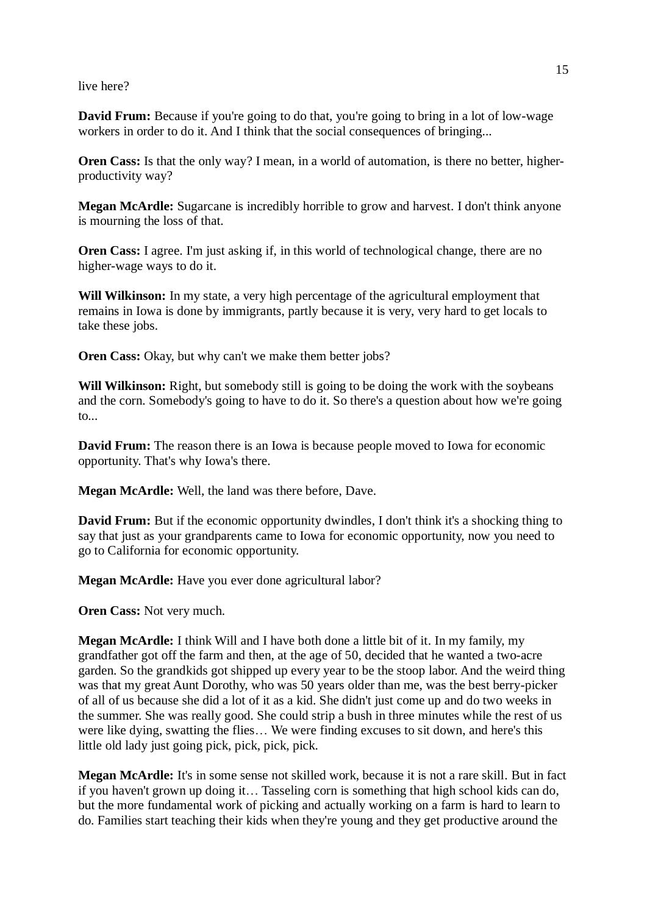live here?

**David Frum:** Because if you're going to do that, you're going to bring in a lot of low-wage workers in order to do it. And I think that the social consequences of bringing...

**Oren Cass:** Is that the only way? I mean, in a world of automation, is there no better, higher-productivity way?

**Megan McArdle:** Sugarcane is incredibly horrible to grow and harvest. I don't think anyone is mourning the loss of that.

**Oren Cass:** I agree. I'm just asking if, in this world of technological change, there are no higher-wage ways to do it.

**Will Wilkinson:** In my state, a very high percentage of the agricultural employment that remains in Iowa is done by immigrants, partly because it is very, very hard to get locals to take these jobs.

**Oren Cass:** Okay, but why can't we make them better jobs?

**Will Wilkinson:** Right, but somebody still is going to be doing the work with the soybeans and the corn. Somebody's going to have to do it. So there's a question about how we're going to...

**David Frum:** The reason there is an Iowa is because people moved to Iowa for economic opportunity. That's why Iowa's there.

**Megan McArdle:** Well, the land was there before, Dave.

**David Frum:** But if the economic opportunity dwindles, I don't think it's a shocking thing to say that just as your grandparents came to Iowa for economic opportunity, now you need to go to California for economic opportunity.

**Megan McArdle:** Have you ever done agricultural labor?

**Oren Cass:** Not very much.

**Megan McArdle:** I think Will and I have both done a little bit of it. In my family, my grandfather got off the farm and then, at the age of 50, decided that he wanted a two-acre garden. So the grandkids got shipped up every year to be the stoop labor. And the weird thing was that my great Aunt Dorothy, who was 50 years older than me, was the best berry-picker of all of us because she did a lot of it as a kid. She didn't just come up and do two weeks in the summer. She was really good. She could strip a bush in three minutes while the rest of us were like dying, swatting the flies… We were finding excuses to sit down, and here's this little old lady just going pick, pick, pick, pick.

**Megan McArdle:** It's in some sense not skilled work, because it is not a rare skill. But in fact if you haven't grown up doing it… Tasseling corn is something that high school kids can do, but the more fundamental work of picking and actually working on a farm is hard to learn to do. Families start teaching their kids when they're young and they get productive around the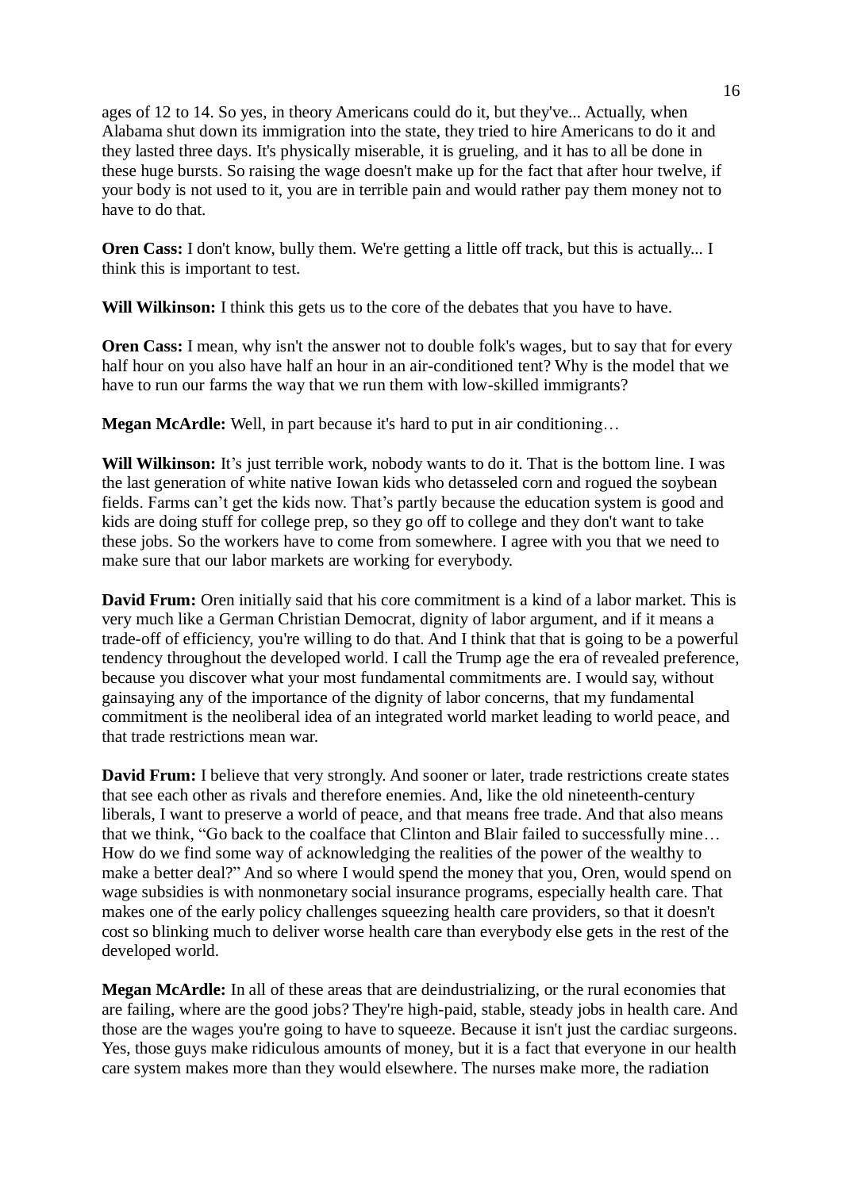ages of 12 to 14. So yes, in theory Americans could do it, but they've... Actually, when Alabama shut down its immigration into the state, they tried to hire Americans to do it and they lasted three days. It's physically miserable, it is grueling, and it has to all be done in these huge bursts. So raising the wage doesn't make up for the fact that after hour twelve, if your body is not used to it, you are in terrible pain and would rather pay them money not to have to do that.

**Oren Cass:** I don't know, bully them. We're getting a little off track, but this is actually... I think this is important to test.

**Will Wilkinson:** I think this gets us to the core of the debates that you have to have.

**Oren Cass:** I mean, why isn't the answer not to double folk's wages, but to say that for every half hour on you also have half an hour in an air-conditioned tent? Why is the model that we have to run our farms the way that we run them with low-skilled immigrants?

**Megan McArdle:** Well, in part because it's hard to put in air conditioning…

**Will Wilkinson:** It's just terrible work, nobody wants to do it. That is the bottom line. I was the last generation of white native Iowan kids who detasseled corn and rogued the soybean fields. Farms can't get the kids now. That's partly because the education system is good and kids are doing stuff for college prep, so they go off to college and they don't want to take these jobs. So the workers have to come from somewhere. I agree with you that we need to make sure that our labor markets are working for everybody.

**David Frum:** Oren initially said that his core commitment is a kind of a labor market. This is very much like a German Christian Democrat, dignity of labor argument, and if it means a trade-off of efficiency, you're willing to do that. And I think that that is going to be a powerful tendency throughout the developed world. I call the Trump age the era of revealed preference, because you discover what your most fundamental commitments are. I would say, without gainsaying any of the importance of the dignity of labor concerns, that my fundamental commitment is the neoliberal idea of an integrated world market leading to world peace, and that trade restrictions mean war.

**David Frum:** I believe that very strongly. And sooner or later, trade restrictions create states that see each other as rivals and therefore enemies. And, like the old nineteenth-century liberals, I want to preserve a world of peace, and that means free trade. And that also means that we think, "Go back to the coalface that Clinton and Blair failed to successfully mine… How do we find some way of acknowledging the realities of the power of the wealthy to make a better deal?" And so where I would spend the money that you, Oren, would spend on wage subsidies is with nonmonetary social insurance programs, especially health care. That makes one of the early policy challenges squeezing health care providers, so that it doesn't cost so blinking much to deliver worse health care than everybody else gets in the rest of the developed world.

**Megan McArdle:** In all of these areas that are deindustrializing, or the rural economies that are failing, where are the good jobs? They're high-paid, stable, steady jobs in health care. And those are the wages you're going to have to squeeze. Because it isn't just the cardiac surgeons. Yes, those guys make ridiculous amounts of money, but it is a fact that everyone in our health care system makes more than they would elsewhere. The nurses make more, the radiation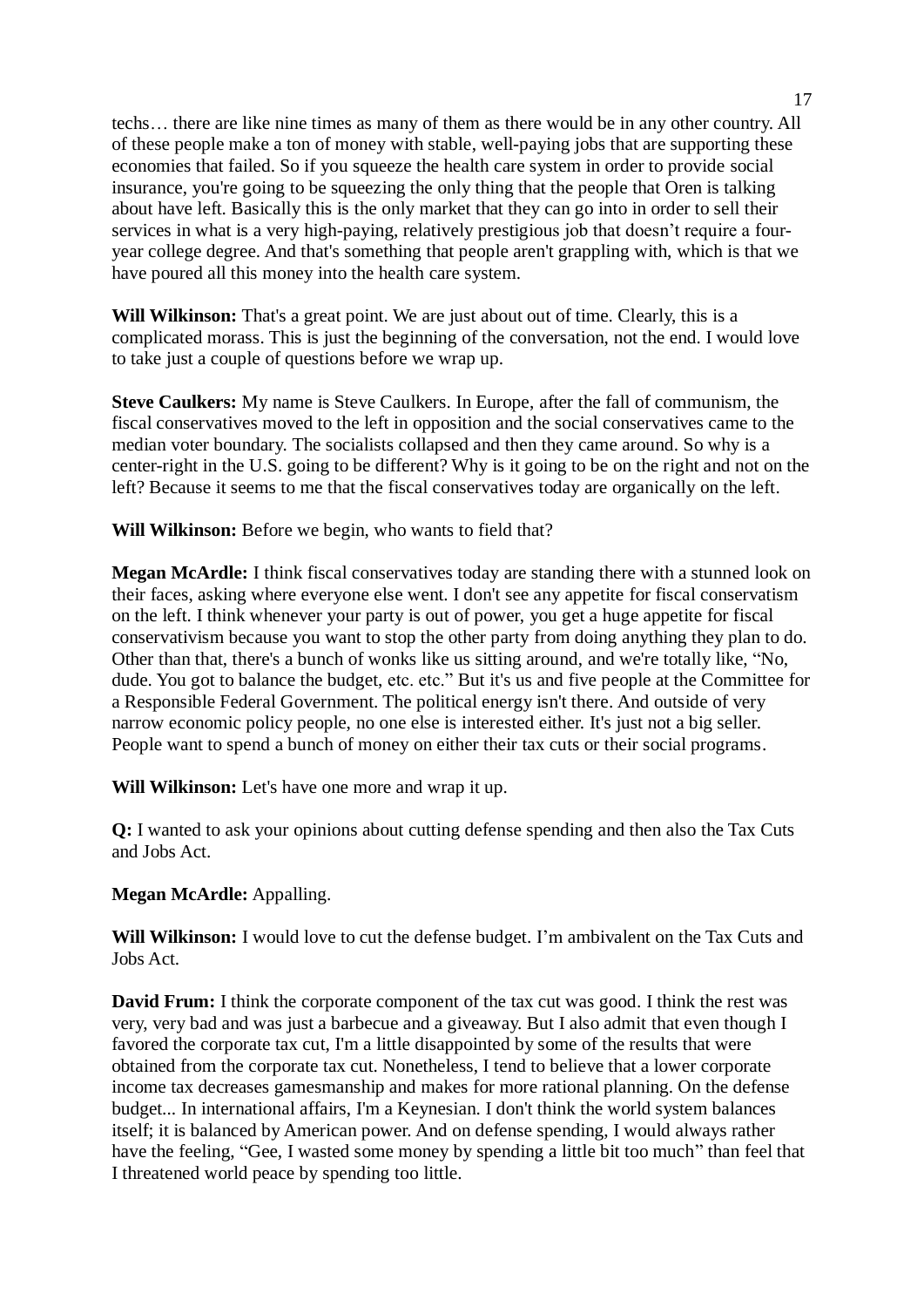techs… there are like nine times as many of them as there would be in any other country. All of these people make a ton of money with stable, well-paying jobs that are supporting these economies that failed. So if you squeeze the health care system in order to provide social insurance, you're going to be squeezing the only thing that the people that Oren is talking about have left. Basically this is the only market that they can go into in order to sell their services in what is a very high-paying, relatively prestigious job that doesn't require a four-year college degree. And that's something that people aren't grappling with, which is that we have poured all this money into the health care system.

**Will Wilkinson:** That's a great point. We are just about out of time. Clearly, this is a complicated morass. This is just the beginning of the conversation, not the end. I would love to take just a couple of questions before we wrap up.

**Steve Caulkers:** My name is Steve Caulkers. In Europe, after the fall of communism, the fiscal conservatives moved to the left in opposition and the social conservatives came to the median voter boundary. The socialists collapsed and then they came around. So why is a center-right in the U.S. going to be different? Why is it going to be on the right and not on the left? Because it seems to me that the fiscal conservatives today are organically on the left.

**Will Wilkinson:** Before we begin, who wants to field that?

**Megan McArdle:** I think fiscal conservatives today are standing there with a stunned look on their faces, asking where everyone else went. I don't see any appetite for fiscal conservatism on the left. I think whenever your party is out of power, you get a huge appetite for fiscal conservativism because you want to stop the other party from doing anything they plan to do. Other than that, there's a bunch of wonks like us sitting around, and we're totally like, "No, dude. You got to balance the budget, etc. etc." But it's us and five people at the Committee for a Responsible Federal Government. The political energy isn't there. And outside of very narrow economic policy people, no one else is interested either. It's just not a big seller. People want to spend a bunch of money on either their tax cuts or their social programs.

**Will Wilkinson:** Let's have one more and wrap it up.

**Q:** I wanted to ask your opinions about cutting defense spending and then also the Tax Cuts and Jobs Act.

**Megan McArdle:** Appalling.

**Will Wilkinson:** I would love to cut the defense budget. I'm ambivalent on the Tax Cuts and Jobs Act.

**David Frum:** I think the corporate component of the tax cut was good. I think the rest was very, very bad and was just a barbecue and a giveaway. But I also admit that even though I favored the corporate tax cut, I'm a little disappointed by some of the results that were obtained from the corporate tax cut. Nonetheless, I tend to believe that a lower corporate income tax decreases gamesmanship and makes for more rational planning. On the defense budget... In international affairs, I'm a Keynesian. I don't think the world system balances itself; it is balanced by American power. And on defense spending, I would always rather have the feeling, "Gee, I wasted some money by spending a little bit too much" than feel that I threatened world peace by spending too little.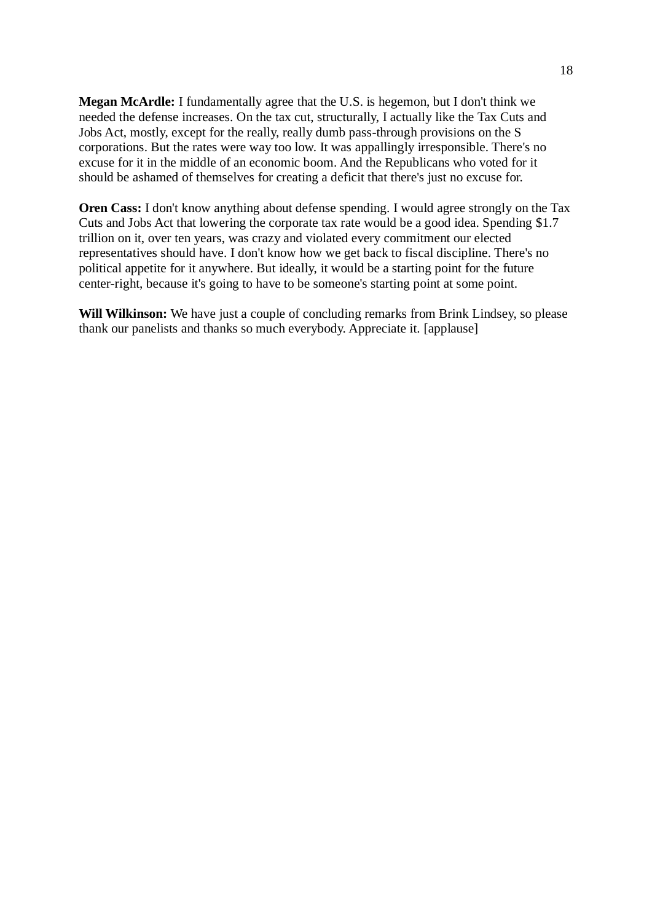**Megan McArdle:** I fundamentally agree that the U.S. is hegemon, but I don't think we needed the defense increases. On the tax cut, structurally, I actually like the Tax Cuts and Jobs Act, mostly, except for the really, really dumb pass-through provisions on the S corporations. But the rates were way too low. It was appallingly irresponsible. There's no excuse for it in the middle of an economic boom. And the Republicans who voted for it should be ashamed of themselves for creating a deficit that there's just no excuse for.

**Oren Cass:** I don't know anything about defense spending. I would agree strongly on the Tax Cuts and Jobs Act that lowering the corporate tax rate would be a good idea. Spending $1.7 trillion on it, over ten years, was crazy and violated every commitment our elected representatives should have. I don't know how we get back to fiscal discipline. There's no political appetite for it anywhere. But ideally, it would be a starting point for the future center-right, because it's going to have to be someone's starting point at some point.

**Will Wilkinson:** We have just a couple of concluding remarks from Brink Lindsey, so please thank our panelists and thanks so much everybody. Appreciate it. [applause]